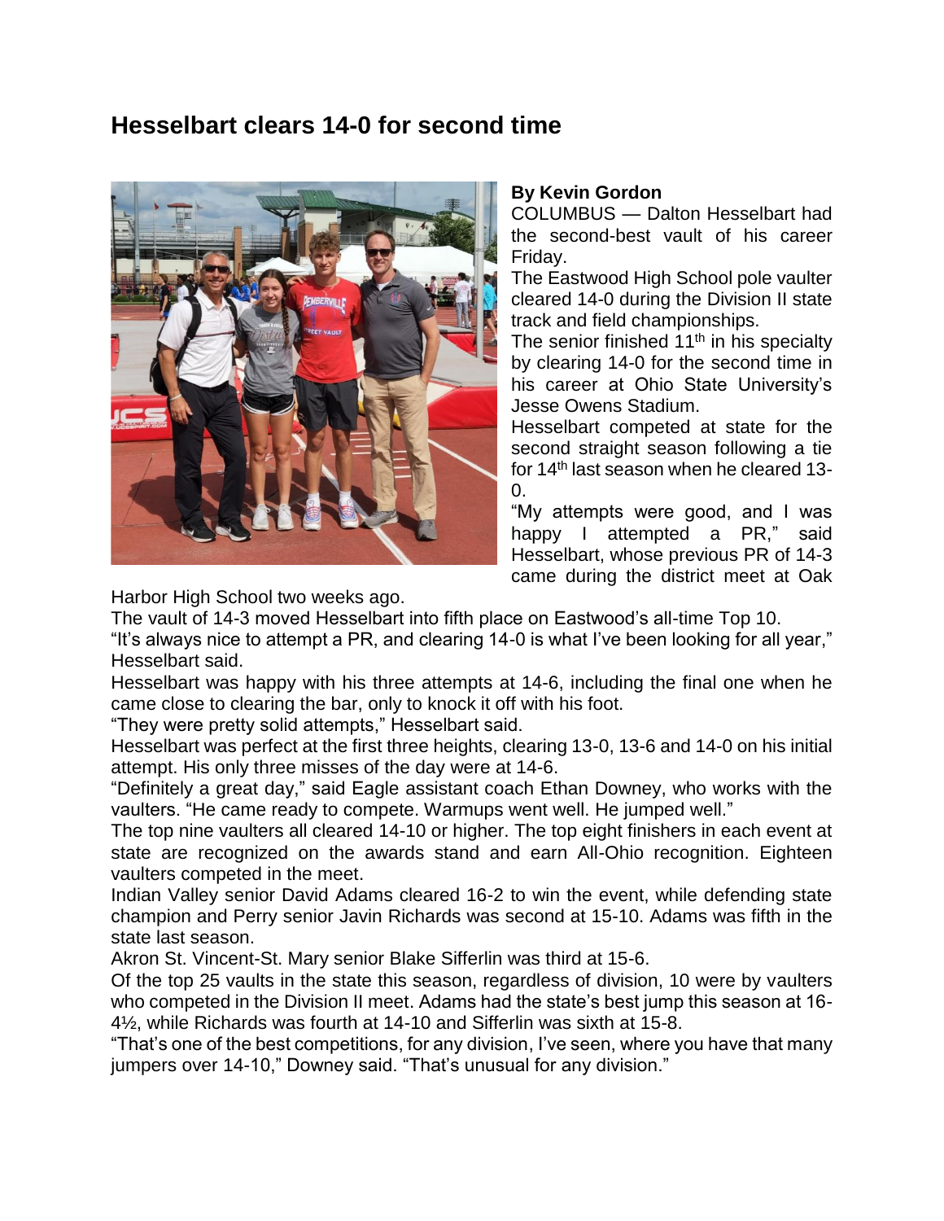# Hesselbart clears 14-0 for second time

**By Kevin Gordon**

COLUMBUS — Dalton Hesselbart had the second-best vault of his career Friday.

The Eastwood High School pole vaulter cleared 14-0 during the Division II state track and field championships.

The senior finished 11th in his specialty by clearing 14-0 for the second time in his career at Ohio State University's Jesse Owens Stadium.

Hesselbart competed at state for the second straight season following a tie for 14th last season when he cleared 13-0.

"My attempts were good, and I was happy I attempted a PR," said Hesselbart, whose previous PR of 14-3 came during the district meet at Oak Harbor High School two weeks ago.

The vault of 14-3 moved Hesselbart into fifth place on Eastwood's all-time Top 10.

"It's always nice to attempt a PR, and clearing 14-0 is what I've been looking for all year," Hesselbart said.

Hesselbart was happy with his three attempts at 14-6, including the final one when he came close to clearing the bar, only to knock it off with his foot.

"They were pretty solid attempts," Hesselbart said.

Hesselbart was perfect at the first three heights, clearing 13-0, 13-6 and 14-0 on his initial attempt. His only three misses of the day were at 14-6.

"Definitely a great day," said Eagle assistant coach Ethan Downey, who works with the vaulters. "He came ready to compete. Warmups went well. He jumped well."

The top nine vaulters all cleared 14-10 or higher. The top eight finishers in each event at state are recognized on the awards stand and earn All-Ohio recognition. Eighteen vaulters competed in the meet.

Indian Valley senior David Adams cleared 16-2 to win the event, while defending state champion and Perry senior Javin Richards was second at 15-10. Adams was fifth in the state last season.

Akron St. Vincent-St. Mary senior Blake Sifferlin was third at 15-6.

Of the top 25 vaults in the state this season, regardless of division, 10 were by vaulters who competed in the Division II meet. Adams had the state's best jump this season at 16-4½, while Richards was fourth at 14-10 and Sifferlin was sixth at 15-8.

"That's one of the best competitions, for any division, I've seen, where you have that many jumpers over 14-10," Downey said. "That's unusual for any division."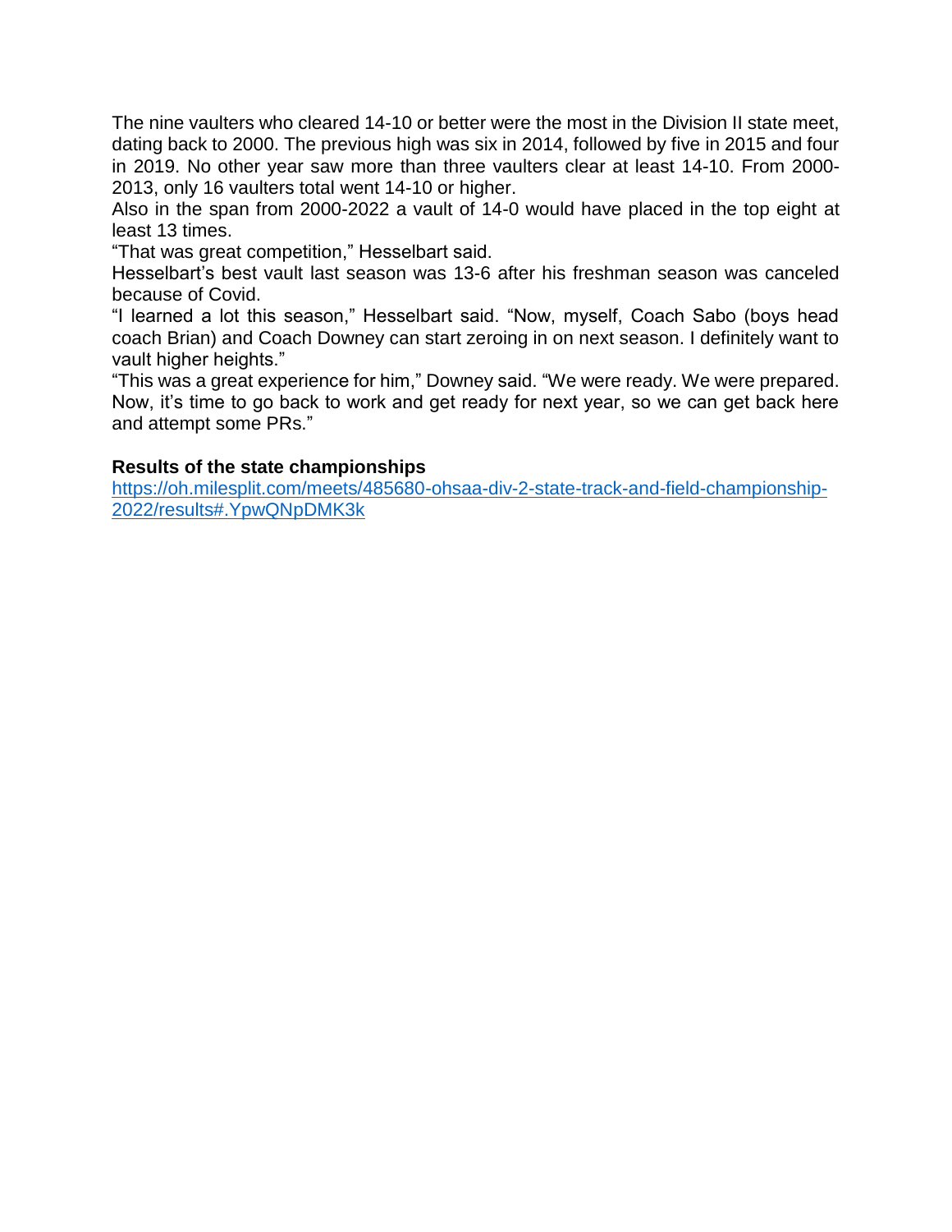The nine vaulters who cleared 14-10 or better were the most in the Division II state meet, dating back to 2000. The previous high was six in 2014, followed by five in 2015 and four in 2019. No other year saw more than three vaulters clear at least 14-10. From 2000-2013, only 16 vaulters total went 14-10 or higher.

Also in the span from 2000-2022 a vault of 14-0 would have placed in the top eight at least 13 times.

"That was great competition," Hesselbart said.

Hesselbart's best vault last season was 13-6 after his freshman season was canceled because of Covid.

"I learned a lot this season," Hesselbart said. "Now, myself, Coach Sabo (boys head coach Brian) and Coach Downey can start zeroing in on next season. I definitely want to vault higher heights."

"This was a great experience for him," Downey said. "We were ready. We were prepared. Now, it's time to go back to work and get ready for next year, so we can get back here and attempt some PRs."

**Results of the state championships**

[https://oh.milesplit.com/meets/485680-ohsaa-div-2-state-track-and-field-championship-2022/results#.YpwQNpDMK3k](https://oh.milesplit.com/meets/485680-ohsaa-div-2-state-track-and-field-championship-2022/results#.YpwQNpDMK3k)